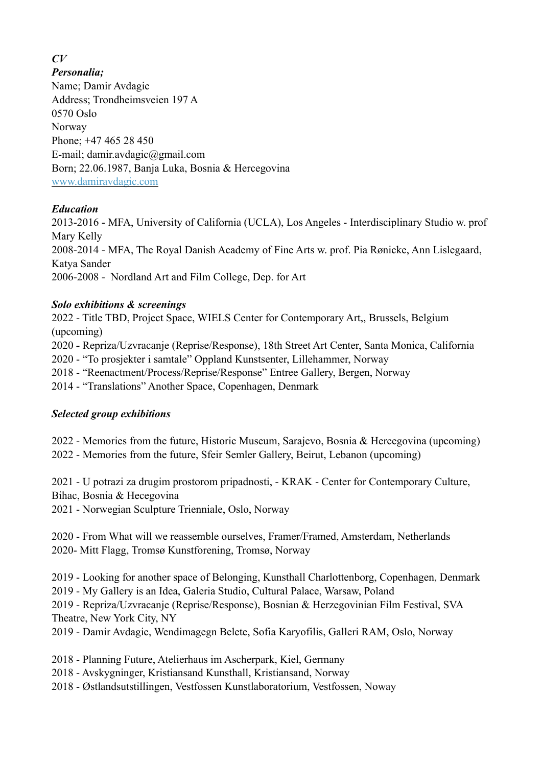***CV***

***Personalia;***

Name; Damir Avdagic
Address; Trondheimsveien 197 A
0570 Oslo
Norway
Phone; +47 465 28 450
E-mail; damir.avdagic@gmail.com
Born; 22.06.1987, Banja Luka, Bosnia & Hercegovina
[www.damiravdagic.com](http://www.damiravdagic.com)

***Education***

2013-2016 - MFA, University of California (UCLA), Los Angeles - Interdisciplinary Studio w. prof Mary Kelly
2008-2014 - MFA, The Royal Danish Academy of Fine Arts w. prof. Pia Rønicke, Ann Lislegaard, Katya Sander
2006-2008 - Nordland Art and Film College, Dep. for Art

***Solo exhibitions & screenings***

2022 - Title TBD, Project Space, WIELS Center for Contemporary Art,, Brussels, Belgium (upcoming)
2020 **-** Repriza/Uzvracanje (Reprise/Response), 18th Street Art Center, Santa Monica, California
2020 - "To prosjekter i samtale" Oppland Kunstsenter, Lillehammer, Norway
2018 - "Reenactment/Process/Reprise/Response" Entree Gallery, Bergen, Norway
2014 - "Translations" Another Space, Copenhagen, Denmark

***Selected group exhibitions***

2022 - Memories from the future, Historic Museum, Sarajevo, Bosnia & Hercegovina (upcoming)
2022 - Memories from the future, Sfeir Semler Gallery, Beirut, Lebanon (upcoming)

2021 - U potrazi za drugim prostorom pripadnosti, - KRAK - Center for Contemporary Culture, Bihac, Bosnia & Hecegovina
2021 - Norwegian Sculpture Trienniale, Oslo, Norway

2020 - From What will we reassemble ourselves, Framer/Framed, Amsterdam, Netherlands
2020- Mitt Flagg, Tromsø Kunstforening, Tromsø, Norway

2019 - Looking for another space of Belonging, Kunsthall Charlottenborg, Copenhagen, Denmark
2019 - My Gallery is an Idea, Galeria Studio, Cultural Palace, Warsaw, Poland
2019 - Repriza/Uzvracanje (Reprise/Response), Bosnian & Herzegovinian Film Festival, SVA Theatre, New York City, NY
2019 - Damir Avdagic, Wendimagegn Belete, Sofia Karyofilis, Galleri RAM, Oslo, Norway

2018 - Planning Future, Atelierhaus im Ascherpark, Kiel, Germany
2018 - Avskygninger, Kristiansand Kunsthall, Kristiansand, Norway
2018 - Østlandsutstillingen, Vestfossen Kunstlaboratorium, Vestfossen, Noway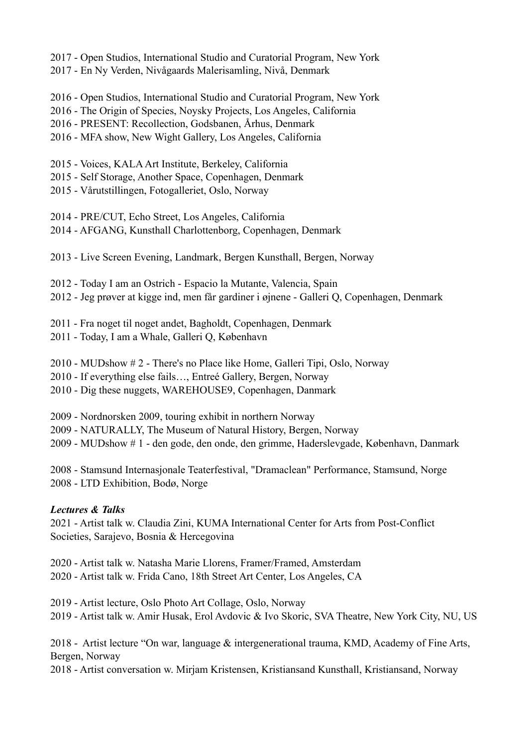2017 - Open Studios, International Studio and Curatorial Program, New York
2017 - En Ny Verden, Nivågaards Malerisamling, Nivå, Denmark

2016 - Open Studios, International Studio and Curatorial Program, New York
2016 - The Origin of Species, Noysky Projects, Los Angeles, California
2016 - PRESENT: Recollection, Godsbanen, Århus, Denmark
2016 - MFA show, New Wight Gallery, Los Angeles, California

2015 - Voices, KALA Art Institute, Berkeley, California
2015 - Self Storage, Another Space, Copenhagen, Denmark
2015 - Vårutstillingen, Fotogalleriet, Oslo, Norway

2014 - PRE/CUT, Echo Street, Los Angeles, California
2014 - AFGANG, Kunsthall Charlottenborg, Copenhagen, Denmark

2013 - Live Screen Evening, Landmark, Bergen Kunsthall, Bergen, Norway

2012 - Today I am an Ostrich - Espacio la Mutante, Valencia, Spain
2012 - Jeg prøver at kigge ind, men får gardiner i øjnene - Galleri Q, Copenhagen, Denmark

2011 - Fra noget til noget andet, Bagholdt, Copenhagen, Denmark
2011 - Today, I am a Whale, Galleri Q, København

2010 - MUDshow # 2 - There's no Place like Home, Galleri Tipi, Oslo, Norway
2010 - If everything else fails…, Entreé Gallery, Bergen, Norway
2010 - Dig these nuggets, WAREHOUSE9, Copenhagen, Danmark

2009 - Nordnorsken 2009, touring exhibit in northern Norway
2009 - NATURALLY, The Museum of Natural History, Bergen, Norway
2009 - MUDshow # 1 - den gode, den onde, den grimme, Haderslevgade, København, Danmark

2008 - Stamsund Internasjonale Teaterfestival, "Dramaclean" Performance, Stamsund, Norge
2008 - LTD Exhibition, Bodø, Norge

***Lectures & Talks***

2021 - Artist talk w. Claudia Zini, KUMA International Center for Arts from Post-Conflict Societies, Sarajevo, Bosnia & Hercegovina

2020 - Artist talk w. Natasha Marie Llorens, Framer/Framed, Amsterdam
2020 - Artist talk w. Frida Cano, 18th Street Art Center, Los Angeles, CA

2019 - Artist lecture, Oslo Photo Art Collage, Oslo, Norway
2019 - Artist talk w. Amir Husak, Erol Avdovic & Ivo Skoric, SVA Theatre, New York City, NU, US

2018 - Artist lecture "On war, language & intergenerational trauma, KMD, Academy of Fine Arts, Bergen, Norway
2018 - Artist conversation w. Mirjam Kristensen, Kristiansand Kunsthall, Kristiansand, Norway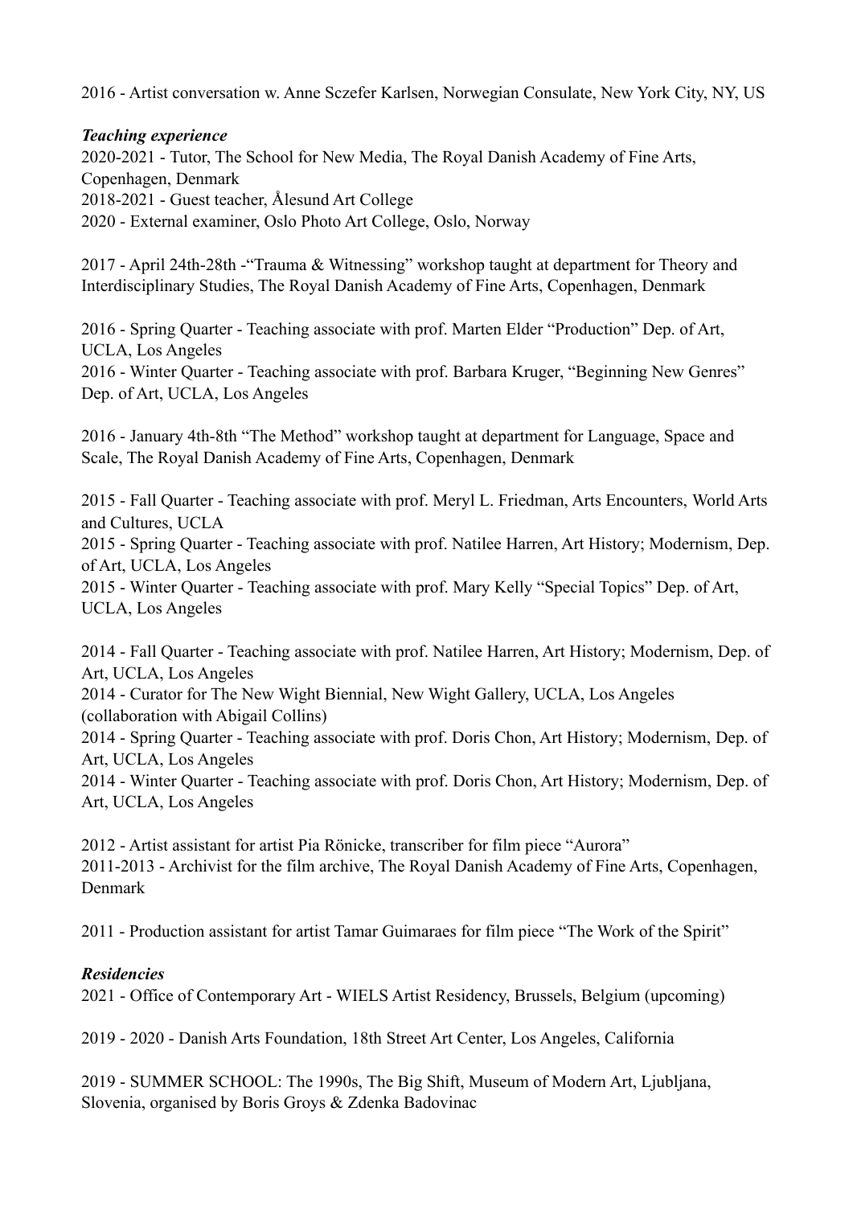2016 - Artist conversation w. Anne Sczefer Karlsen, Norwegian Consulate, New York City, NY, US

***Teaching experience***

2020-2021 - Tutor, The School for New Media, The Royal Danish Academy of Fine Arts, Copenhagen, Denmark
2018-2021 - Guest teacher, Ålesund Art College
2020 - External examiner, Oslo Photo Art College, Oslo, Norway

2017 - April 24th-28th -"Trauma & Witnessing" workshop taught at department for Theory and Interdisciplinary Studies, The Royal Danish Academy of Fine Arts, Copenhagen, Denmark

2016 - Spring Quarter - Teaching associate with prof. Marten Elder "Production" Dep. of Art, UCLA, Los Angeles
2016 - Winter Quarter - Teaching associate with prof. Barbara Kruger, "Beginning New Genres" Dep. of Art, UCLA, Los Angeles

2016 - January 4th-8th "The Method" workshop taught at department for Language, Space and Scale, The Royal Danish Academy of Fine Arts, Copenhagen, Denmark

2015 - Fall Quarter - Teaching associate with prof. Meryl L. Friedman, Arts Encounters, World Arts and Cultures, UCLA
2015 - Spring Quarter - Teaching associate with prof. Natilee Harren, Art History; Modernism, Dep. of Art, UCLA, Los Angeles
2015 - Winter Quarter - Teaching associate with prof. Mary Kelly "Special Topics" Dep. of Art, UCLA, Los Angeles

2014 - Fall Quarter - Teaching associate with prof. Natilee Harren, Art History; Modernism, Dep. of Art, UCLA, Los Angeles
2014 - Curator for The New Wight Biennial, New Wight Gallery, UCLA, Los Angeles (collaboration with Abigail Collins)
2014 - Spring Quarter - Teaching associate with prof. Doris Chon, Art History; Modernism, Dep. of Art, UCLA, Los Angeles
2014 - Winter Quarter - Teaching associate with prof. Doris Chon, Art History; Modernism, Dep. of Art, UCLA, Los Angeles

2012 - Artist assistant for artist Pia Rönicke, transcriber for film piece "Aurora"
2011-2013 - Archivist for the film archive, The Royal Danish Academy of Fine Arts, Copenhagen, Denmark

2011 - Production assistant for artist Tamar Guimaraes for film piece "The Work of the Spirit"

***Residencies***

2021 - Office of Contemporary Art - WIELS Artist Residency, Brussels, Belgium (upcoming)

2019 - 2020 - Danish Arts Foundation, 18th Street Art Center, Los Angeles, California

2019 - SUMMER SCHOOL: The 1990s, The Big Shift, Museum of Modern Art, Ljubljana, Slovenia, organised by Boris Groys & Zdenka Badovinac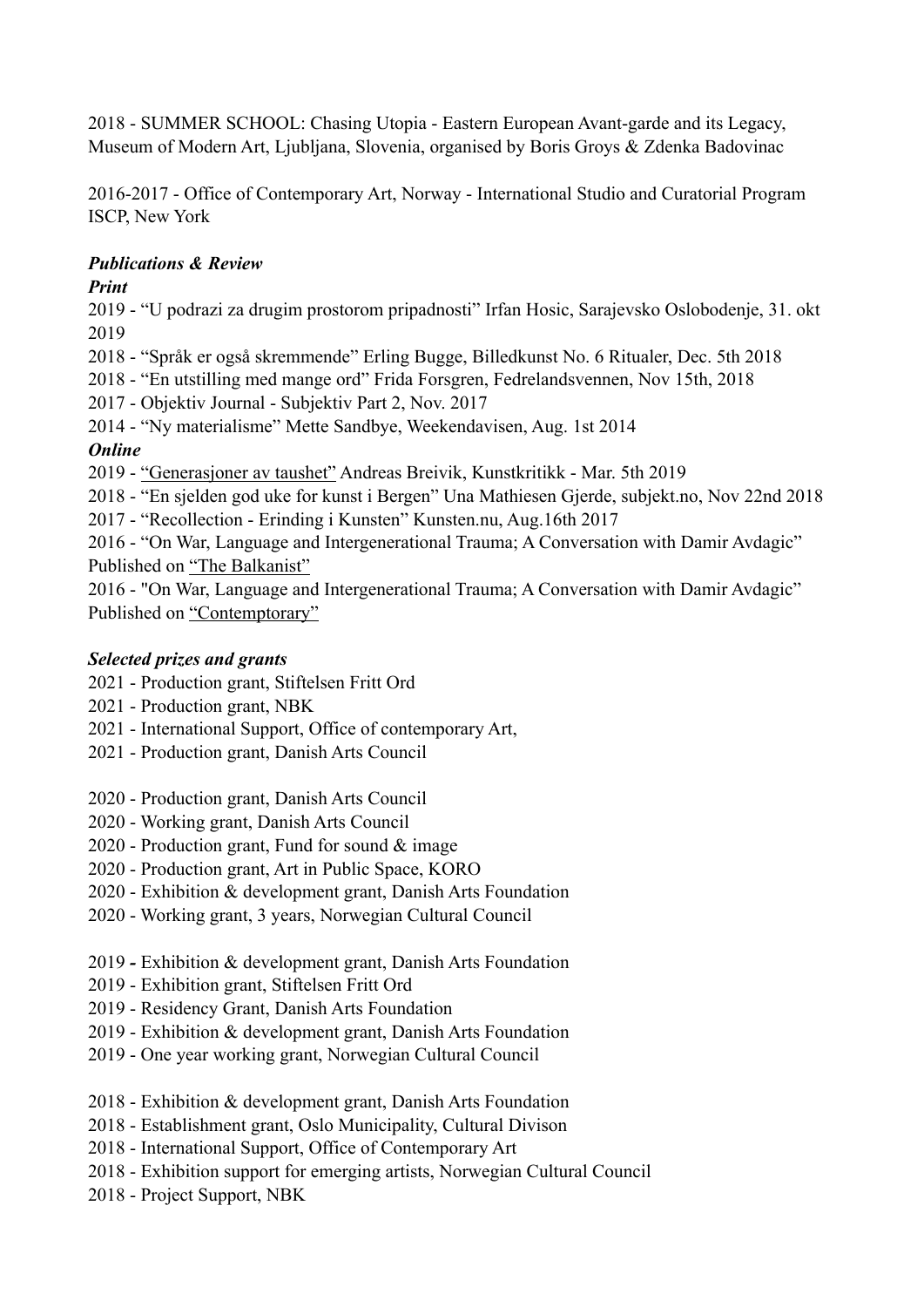2018 - SUMMER SCHOOL: Chasing Utopia - Eastern European Avant-garde and its Legacy, Museum of Modern Art, Ljubljana, Slovenia, organised by Boris Groys & Zdenka Badovinac

2016-2017 - Office of Contemporary Art, Norway - International Studio and Curatorial Program ISCP, New York

***Publications & Review***

***Print***

2019 - "U podrazi za drugim prostorom pripadnosti" Irfan Hosic, Sarajevsko Oslobodenje, 31. okt 2019

2018 - "Språk er også skremmende" Erling Bugge, Billedkunst No. 6 Ritualer, Dec. 5th 2018

2018 - "En utstilling med mange ord" Frida Forsgren, Fedrelandsvennen, Nov 15th, 2018

2017 - Objektiv Journal - Subjektiv Part 2, Nov. 2017

2014 - "Ny materialisme" Mette Sandbye, Weekendavisen, Aug. 1st 2014

***Online***

2019 - "Generasjoner av taushet" Andreas Breivik, Kunstkritikk - Mar. 5th 2019

2018 - "En sjelden god uke for kunst i Bergen" Una Mathiesen Gjerde, subjekt.no, Nov 22nd 2018

2017 - "Recollection - Erinding i Kunsten" Kunsten.nu, Aug.16th 2017

2016 - "On War, Language and Intergenerational Trauma; A Conversation with Damir Avdagic" Published on "The Balkanist"

2016 - "On War, Language and Intergenerational Trauma; A Conversation with Damir Avdagic" Published on "Contemptorary"

***Selected prizes and grants***

2021 - Production grant, Stiftelsen Fritt Ord  
2021 - Production grant, NBK  
2021 - International Support, Office of contemporary Art,  
2021 - Production grant, Danish Arts Council

2020 - Production grant, Danish Arts Council  
2020 - Working grant, Danish Arts Council  
2020 - Production grant, Fund for sound & image  
2020 - Production grant, Art in Public Space, KORO  
2020 - Exhibition & development grant, Danish Arts Foundation  
2020 - Working grant, 3 years, Norwegian Cultural Council

2019 - Exhibition & development grant, Danish Arts Foundation  
2019 - Exhibition grant, Stiftelsen Fritt Ord  
2019 - Residency Grant, Danish Arts Foundation  
2019 - Exhibition & development grant, Danish Arts Foundation  
2019 - One year working grant, Norwegian Cultural Council

2018 - Exhibition & development grant, Danish Arts Foundation  
2018 - Establishment grant, Oslo Municipality, Cultural Divison  
2018 - International Support, Office of Contemporary Art  
2018 - Exhibition support for emerging artists, Norwegian Cultural Council  
2018 - Project Support, NBK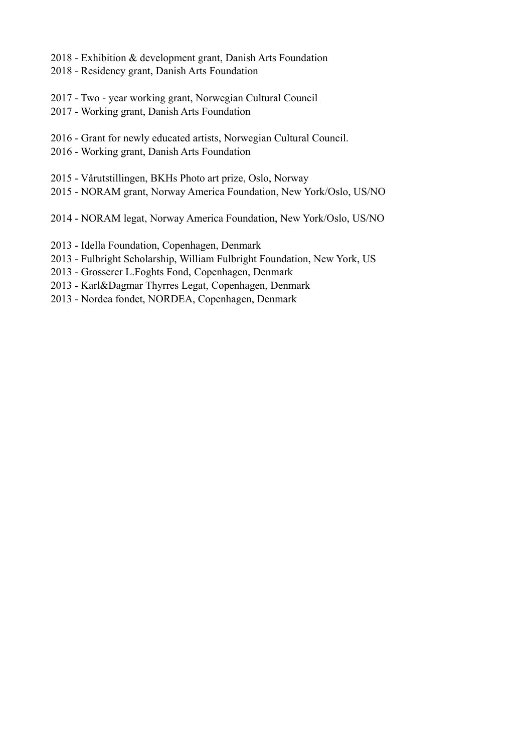2018 - Exhibition & development grant, Danish Arts Foundation
2018 - Residency grant, Danish Arts Foundation

2017 - Two - year working grant, Norwegian Cultural Council
2017 - Working grant, Danish Arts Foundation

2016 - Grant for newly educated artists, Norwegian Cultural Council.
2016 - Working grant, Danish Arts Foundation

2015 - Vårutstillingen, BKHs Photo art prize, Oslo, Norway
2015 - NORAM grant, Norway America Foundation, New York/Oslo, US/NO

2014 - NORAM legat, Norway America Foundation, New York/Oslo, US/NO

2013 - Idella Foundation, Copenhagen, Denmark
2013 - Fulbright Scholarship, William Fulbright Foundation, New York, US
2013 - Grosserer L.Foghts Fond, Copenhagen, Denmark
2013 - Karl&Dagmar Thyrres Legat, Copenhagen, Denmark
2013 - Nordea fondet, NORDEA, Copenhagen, Denmark